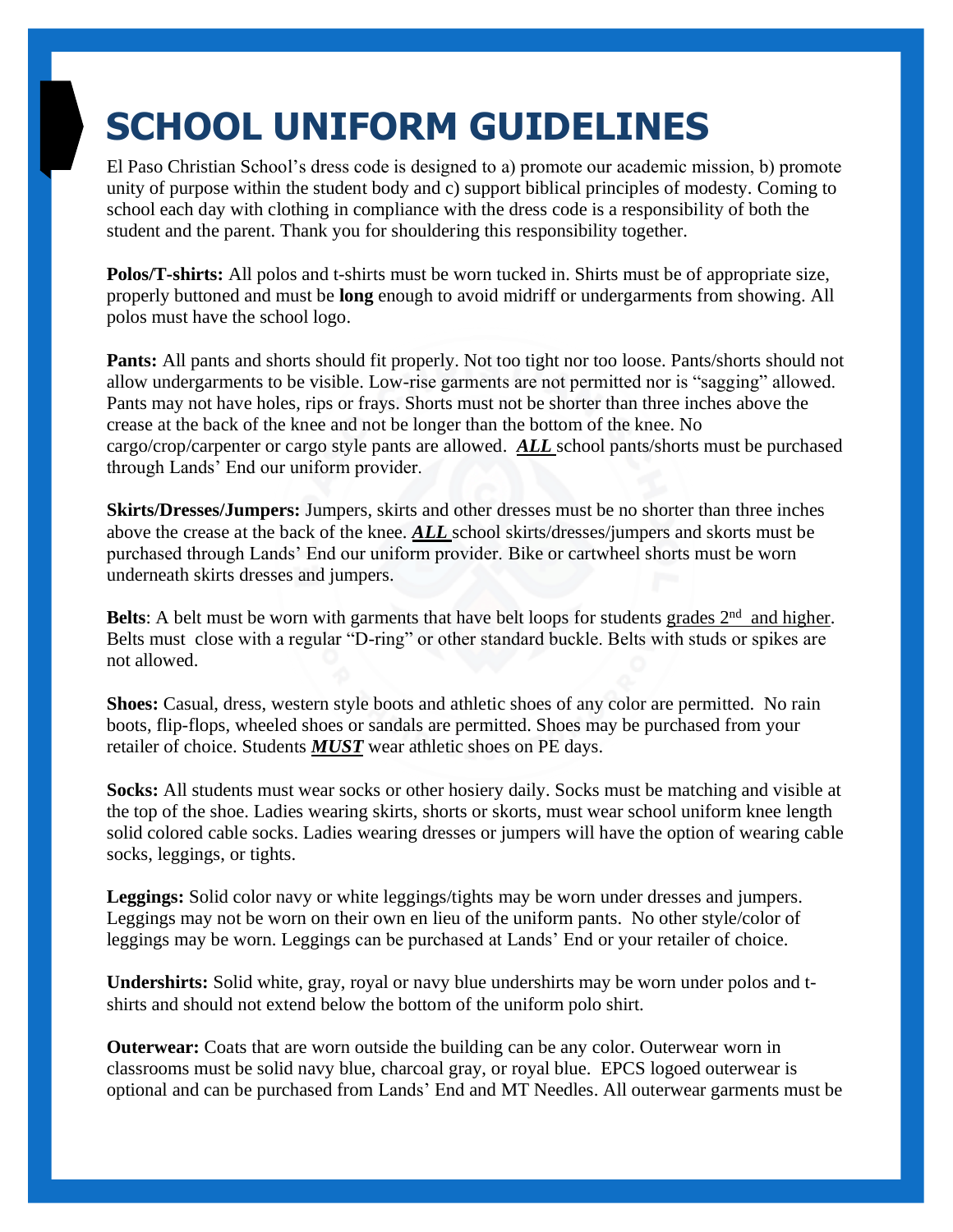# SCHOOL UNIFORM GUIDELINES

El Paso Christian School's dress code is designed to a) promote our academic mission, b) promote unity of purpose within the student body and c) support biblical principles of modesty. Coming to school each day with clothing in compliance with the dress code is a responsibility of both the student and the parent. Thank you for shouldering this responsibility together.

**Polos/T-shirts:** All polos and t-shirts must be worn tucked in. Shirts must be of appropriate size, properly buttoned and must be **long** enough to avoid midriff or undergarments from showing. All polos must have the school logo.

**Pants:** All pants and shorts should fit properly. Not too tight nor too loose. Pants/shorts should not allow undergarments to be visible. Low-rise garments are not permitted nor is "sagging" allowed. Pants may not have holes, rips or frays. Shorts must not be shorter than three inches above the crease at the back of the knee and not be longer than the bottom of the knee. No cargo/crop/carpenter or cargo style pants are allowed. ***ALL*** school pants/shorts must be purchased through Lands' End our uniform provider.

**Skirts/Dresses/Jumpers:** Jumpers, skirts and other dresses must be no shorter than three inches above the crease at the back of the knee. ***ALL*** school skirts/dresses/jumpers and skorts must be purchased through Lands' End our uniform provider. Bike or cartwheel shorts must be worn underneath skirts dresses and jumpers.

**Belts**: A belt must be worn with garments that have belt loops for students grades 2nd and higher. Belts must close with a regular "D-ring" or other standard buckle. Belts with studs or spikes are not allowed.

**Shoes:** Casual, dress, western style boots and athletic shoes of any color are permitted. No rain boots, flip-flops, wheeled shoes or sandals are permitted. Shoes may be purchased from your retailer of choice. Students ***MUST*** wear athletic shoes on PE days.

**Socks:** All students must wear socks or other hosiery daily. Socks must be matching and visible at the top of the shoe. Ladies wearing skirts, shorts or skorts, must wear school uniform knee length solid colored cable socks. Ladies wearing dresses or jumpers will have the option of wearing cable socks, leggings, or tights.

**Leggings:** Solid color navy or white leggings/tights may be worn under dresses and jumpers. Leggings may not be worn on their own en lieu of the uniform pants. No other style/color of leggings may be worn. Leggings can be purchased at Lands' End or your retailer of choice.

**Undershirts:** Solid white, gray, royal or navy blue undershirts may be worn under polos and t-shirts and should not extend below the bottom of the uniform polo shirt.

**Outerwear:** Coats that are worn outside the building can be any color. Outerwear worn in classrooms must be solid navy blue, charcoal gray, or royal blue. EPCS logoed outerwear is optional and can be purchased from Lands' End and MT Needles. All outerwear garments must be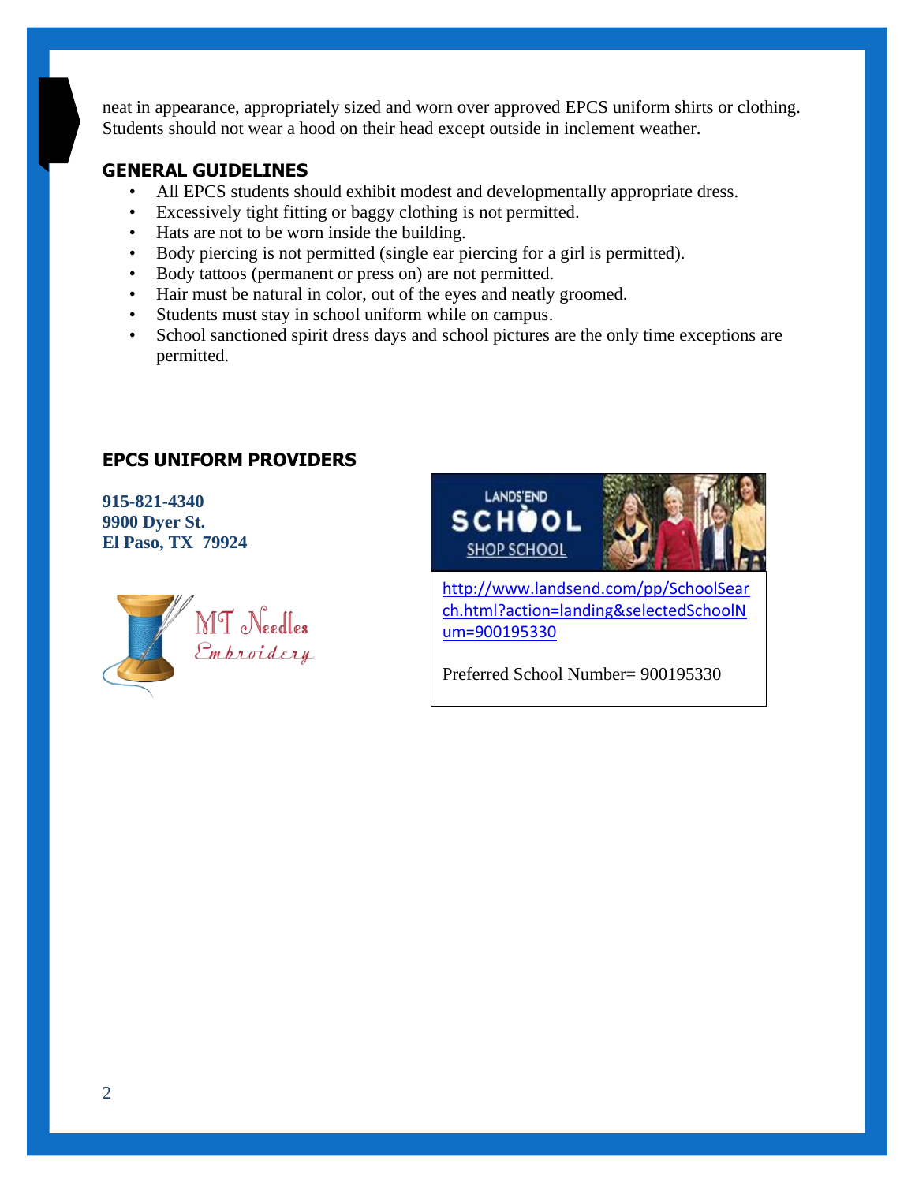neat in appearance, appropriately sized and worn over approved EPCS uniform shirts or clothing. Students should not wear a hood on their head except outside in inclement weather.

## GENERAL GUIDELINES

- All EPCS students should exhibit modest and developmentally appropriate dress.
- Excessively tight fitting or baggy clothing is not permitted.
- Hats are not to be worn inside the building.
- Body piercing is not permitted (single ear piercing for a girl is permitted).
- Body tattoos (permanent or press on) are not permitted.
- Hair must be natural in color, out of the eyes and neatly groomed.
- Students must stay in school uniform while on campus.
- School sanctioned spirit dress days and school pictures are the only time exceptions are permitted.

## EPCS UNIFORM PROVIDERS

**915-821-4340**
**9900 Dyer St.**
**El Paso, TX 79924**

MT Needles Embroidery

LANDS'END SCHOOL SHOP SCHOOL

http://www.landsend.com/pp/SchoolSearch.html?action=landing&selectedSchoolNum=900195330

Preferred School Number= 900195330